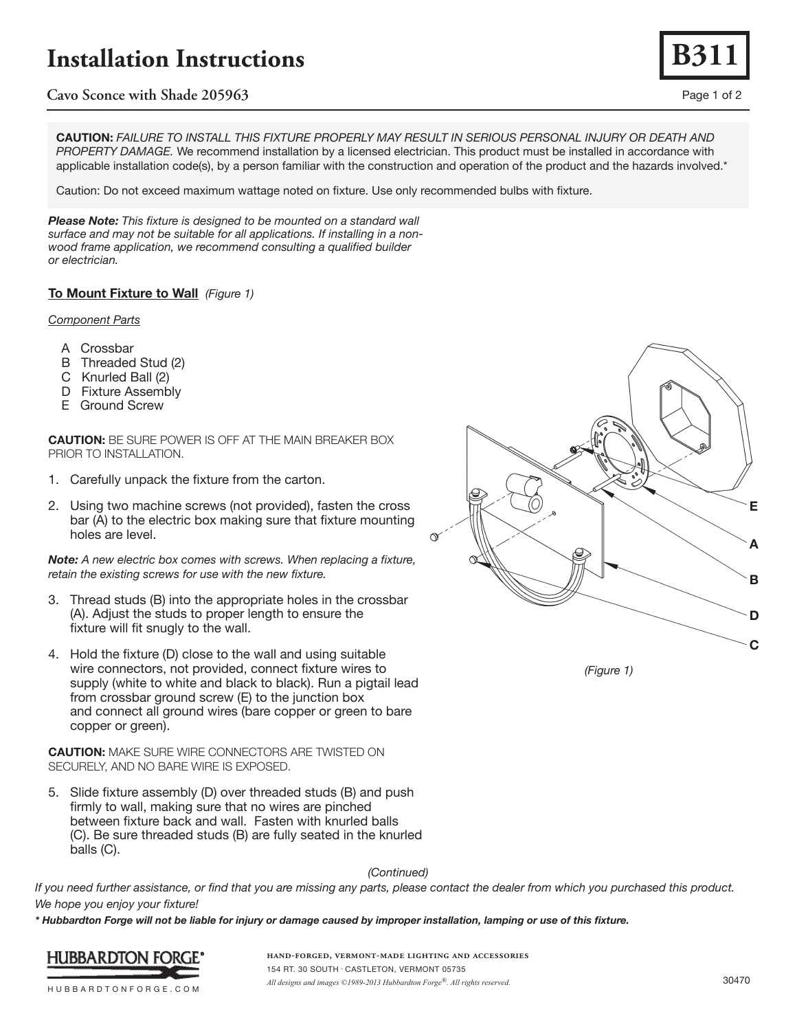# Installation Instructions

**B311**

## Cavo Sconce with Shade 205963

**CAUTION:** *FAILURE TO INSTALL THIS FIXTURE PROPERLY MAY RESULT IN SERIOUS PERSONAL INJURY OR DEATH AND PROPERTY DAMAGE.* We recommend installation by a licensed electrician. This product must be installed in accordance with applicable installation code(s), by a person familiar with the construction and operation of the product and the hazards involved.*

Caution: Do not exceed maximum wattage noted on fixture. Use only recommended bulbs with fixture.

***Please Note:*** *This fixture is designed to be mounted on a standard wall surface and may not be suitable for all applications. If installing in a non-wood frame application, we recommend consulting a qualified builder or electrician.*

### To Mount Fixture to Wall *(Figure 1)*

*Component Parts*

- A Crossbar
- B Threaded Stud (2)
- C Knurled Ball (2)
- D Fixture Assembly
- E Ground Screw

**CAUTION:** BE SURE POWER IS OFF AT THE MAIN BREAKER BOX PRIOR TO INSTALLATION.

1. Carefully unpack the fixture from the carton.
2. Using two machine screws (not provided), fasten the cross bar (A) to the electric box making sure that fixture mounting holes are level.

***Note:*** *A new electric box comes with screws. When replacing a fixture, retain the existing screws for use with the new fixture.*

3. Thread studs (B) into the appropriate holes in the crossbar (A). Adjust the studs to proper length to ensure the fixture will fit snugly to the wall.
4. Hold the fixture (D) close to the wall and using suitable wire connectors, not provided, connect fixture wires to supply (white to white and black to black). Run a pigtail lead from crossbar ground screw (E) to the junction box and connect all ground wires (bare copper or green to bare copper or green).

**CAUTION:** MAKE SURE WIRE CONNECTORS ARE TWISTED ON SECURELY, AND NO BARE WIRE IS EXPOSED.

5. Slide fixture assembly (D) over threaded studs (B) and push firmly to wall, making sure that no wires are pinched between fixture back and wall. Fasten with knurled balls (C). Be sure threaded studs (B) are fully seated in the knurled balls (C).

*(Figure 1)*

*(Continued)*

*If you need further assistance, or find that you are missing any parts, please contact the dealer from which you purchased this product. We hope you enjoy your fixture!*

***\* Hubbardton Forge will not be liable for injury or damage caused by improper installation, lamping or use of this fixture.***

HUBBARDTON FORGE®
HUBBARDTONFORGE.COM

HAND-FORGED, VERMONT-MADE LIGHTING AND ACCESSORIES
154 RT. 30 SOUTH · CASTLETON, VERMONT 05735
*All designs and images ©1989-2013 Hubbardton Forge®. All rights reserved.*

30470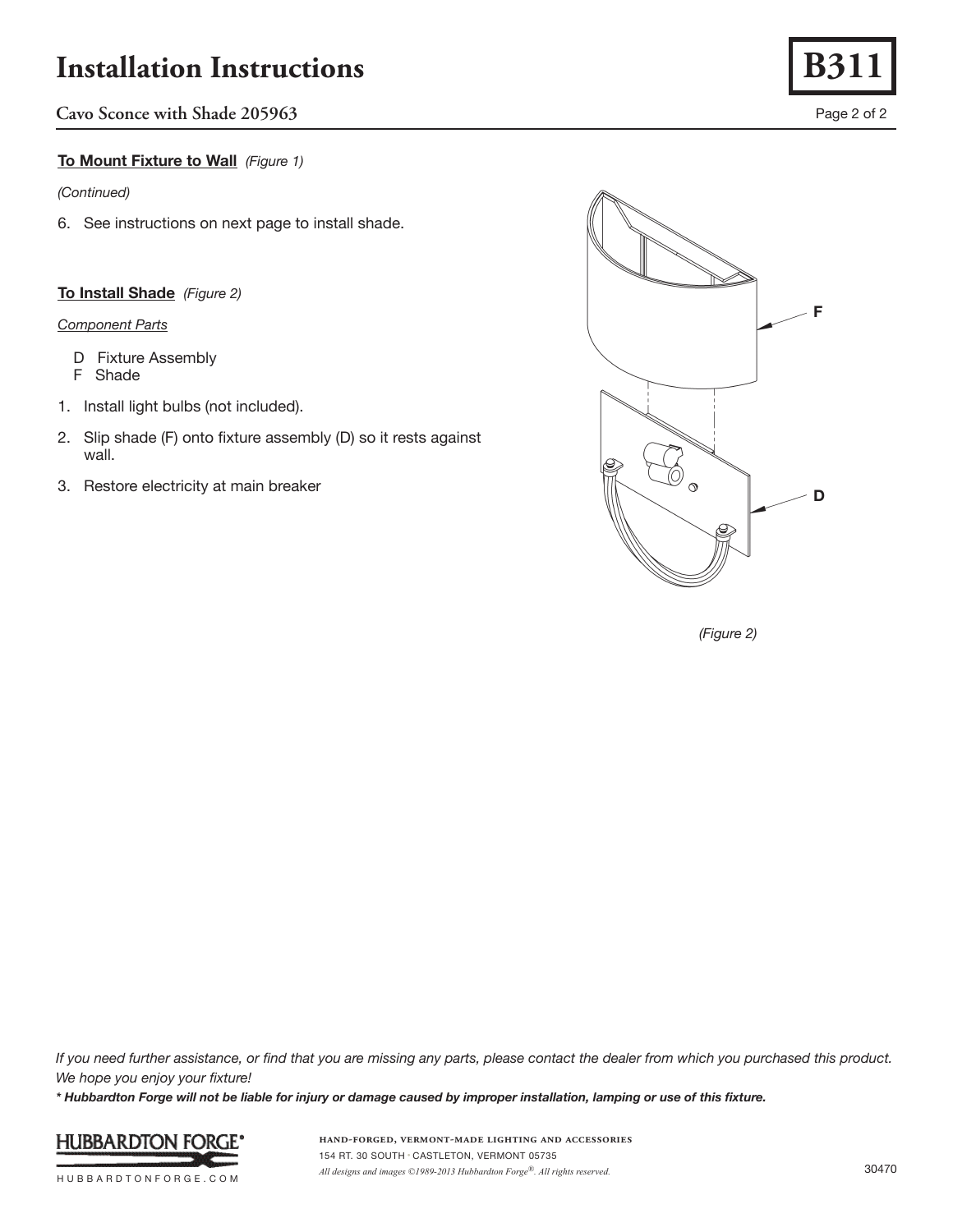# Installation Instructions

**B311**

## Cavo Sconce with Shade 205963

### To Mount Fixture to Wall *(Figure 1)*

*(Continued)*

6. See instructions on next page to install shade.

### To Install Shade *(Figure 2)*

*Component Parts*

- D Fixture Assembly
- F Shade

1. Install light bulbs (not included).
2. Slip shade (F) onto fixture assembly (D) so it rests against wall.
3. Restore electricity at main breaker

F

D

*(Figure 2)*

*If you need further assistance, or find that you are missing any parts, please contact the dealer from which you purchased this product. We hope you enjoy your fixture!*

***\* Hubbardton Forge will not be liable for injury or damage caused by improper installation, lamping or use of this fixture.***

HUBBARDTON FORGE®

HUBBARDTONFORGE.COM

HAND-FORGED, VERMONT-MADE LIGHTING AND ACCESSORIES

154 RT. 30 SOUTH · CASTLETON, VERMONT 05735

*All designs and images ©1989-2013 Hubbardton Forge®. All rights reserved.*

30470